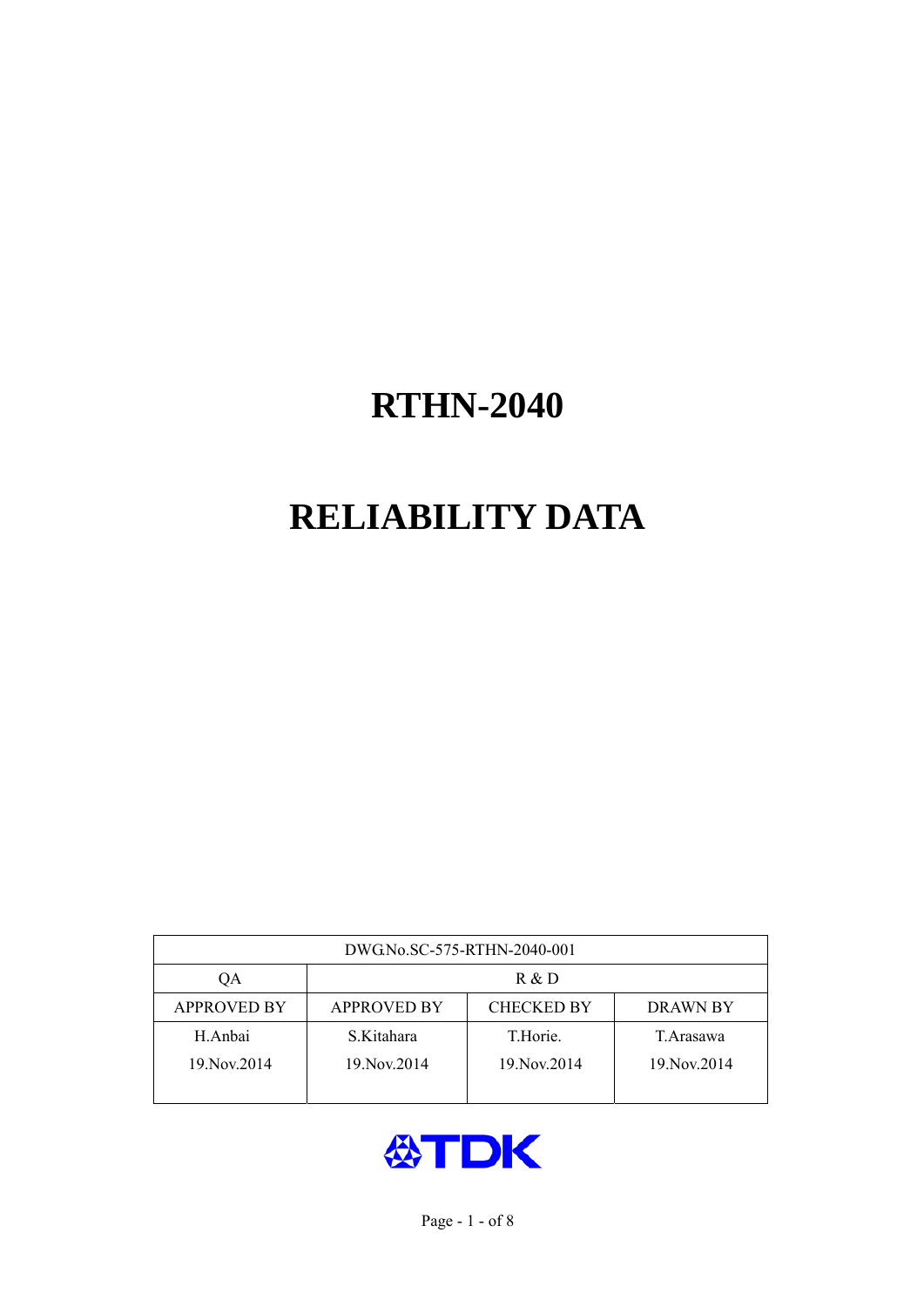# RTHN-2040

# RELIABILITY DATA

| DWG.No.SC-575-RTHN-2040-001 | | | |
|---|---|---|---|
| QA | R & D | | |
| APPROVED BY | APPROVED BY | CHECKED BY | DRAWN BY |
| H.Anbai<br>19.Nov.2014 | S.Kitahara<br>19.Nov.2014 | T.Horie.<br>19.Nov.2014 | T.Arasawa<br>19.Nov.2014 |

TDK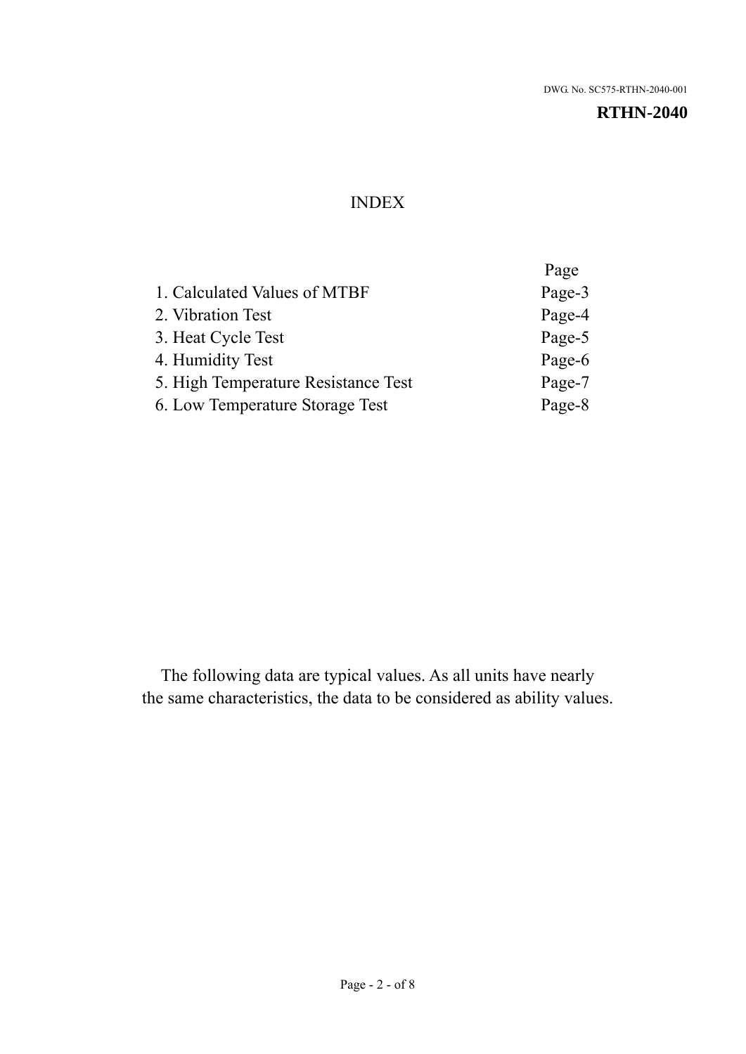DWG. No. SC575-RTHN-2040-001

**RTHN-2040**

# INDEX

| | Page |
|---|---|
| 1. Calculated Values of MTBF | Page-3 |
| 2. Vibration Test | Page-4 |
| 3. Heat Cycle Test | Page-5 |
| 4. Humidity Test | Page-6 |
| 5. High Temperature Resistance Test | Page-7 |
| 6. Low Temperature Storage Test | Page-8 |

The following data are typical values. As all units have nearly the same characteristics, the data to be considered as ability values.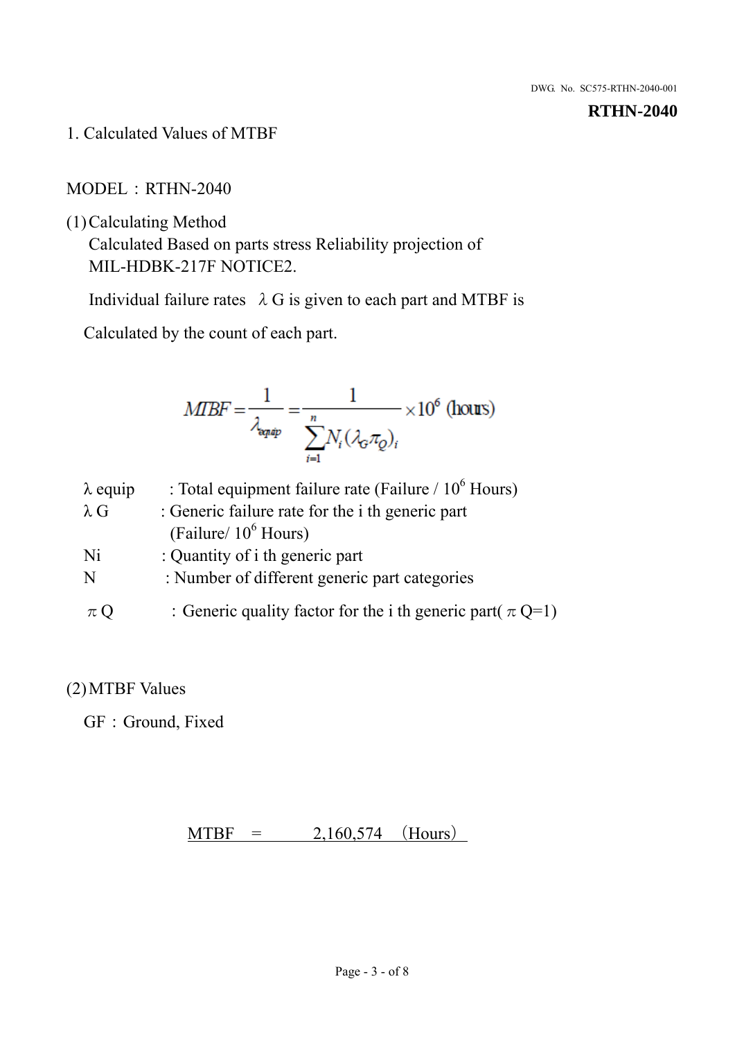## 1. Calculated Values of MTBF

MODEL：RTHN-2040

(1) Calculating Method

Calculated Based on parts stress Reliability projection of MIL-HDBK-217F NOTICE2.

Individual failure rates λG is given to each part and MTBF is

Calculated by the count of each part.

$$MTBF = \frac{1}{\lambda_{equip}} = \frac{1}{\sum_{i=1}^{n} N_i (\lambda_G \pi_Q)_i} \times 10^6 \text{ (hours)}$$

| | |
|---|---|
| $\lambda$ equip | : Total equipment failure rate (Failure / $10^6$ Hours) |
| $\lambda$ G | : Generic failure rate for the i th generic part (Failure/ $10^6$ Hours) |
| Ni | : Quantity of i th generic part |
| N | : Number of different generic part categories |
| $\pi$ Q | : Generic quality factor for the i th generic part( $\pi$ Q=1) |

(2) MTBF Values

GF：Ground, Fixed

MTBF = 2,160,574 (Hours)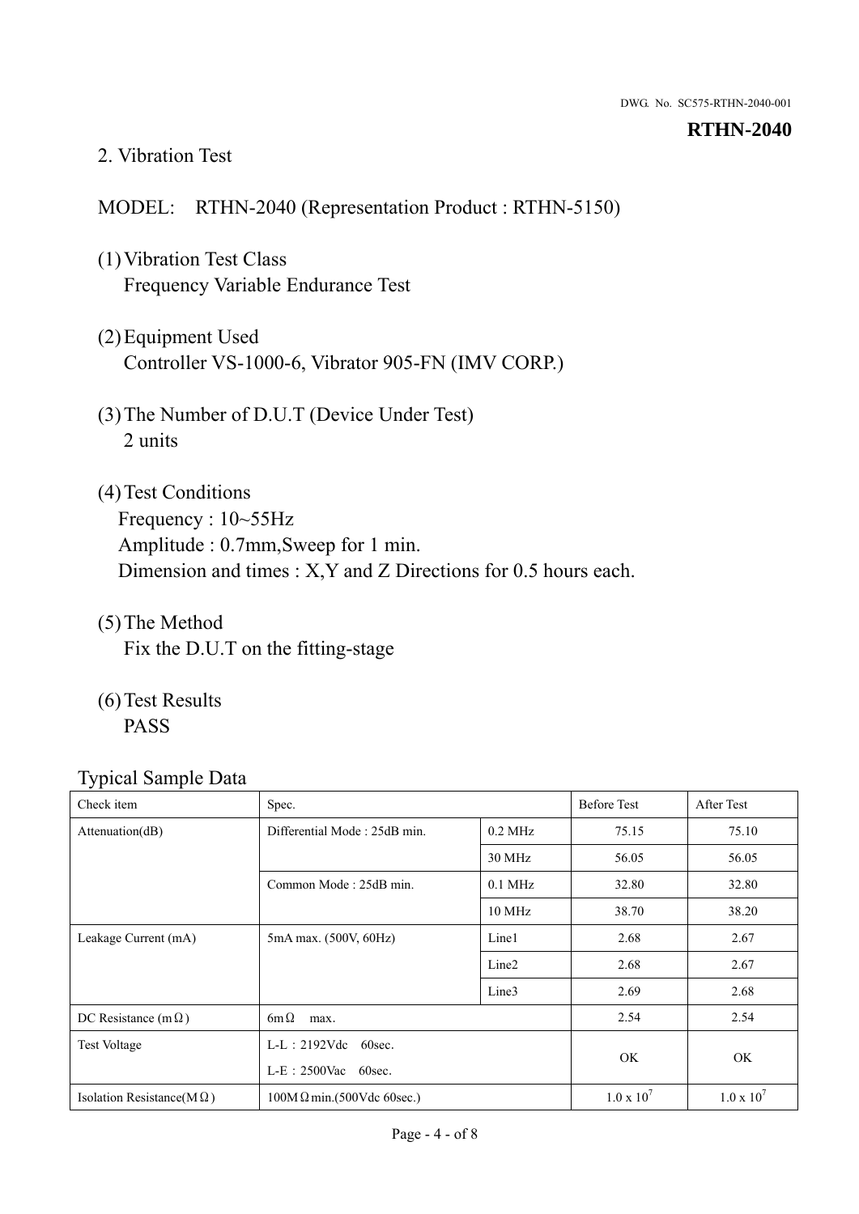## 2. Vibration Test

MODEL: RTHN-2040 (Representation Product : RTHN-5150)

(1) Vibration Test Class
Frequency Variable Endurance Test

(2) Equipment Used
Controller VS-1000-6, Vibrator 905-FN (IMV CORP.)

(3) The Number of D.U.T (Device Under Test)
2 units

(4) Test Conditions
Frequency : 10~55Hz
Amplitude : 0.7mm,Sweep for 1 min.
Dimension and times : X,Y and Z Directions for 0.5 hours each.

(5) The Method
Fix the D.U.T on the fitting-stage

(6) Test Results
PASS

Typical Sample Data

| Check item | Spec. | | Before Test | After Test |
|---|---|---|---|---|
| Attenuation(dB) | Differential Mode : 25dB min. | 0.2 MHz | 75.15 | 75.10 |
| | | 30 MHz | 56.05 | 56.05 |
| | Common Mode : 25dB min. | 0.1 MHz | 32.80 | 32.80 |
| | | 10 MHz | 38.70 | 38.20 |
| Leakage Current (mA) | 5mA max. (500V, 60Hz) | Line1 | 2.68 | 2.67 |
| | | Line2 | 2.68 | 2.67 |
| | | Line3 | 2.69 | 2.68 |
| DC Resistance (mΩ) | 6mΩ max. | | 2.54 | 2.54 |
| Test Voltage | L-L：2192Vdc 60sec.<br>L-E：2500Vac 60sec. | | OK | OK |
| Isolation Resistance(MΩ) | 100MΩmin.(500Vdc 60sec.) | | $1.0 \times 10^7$ | $1.0 \times 10^7$ |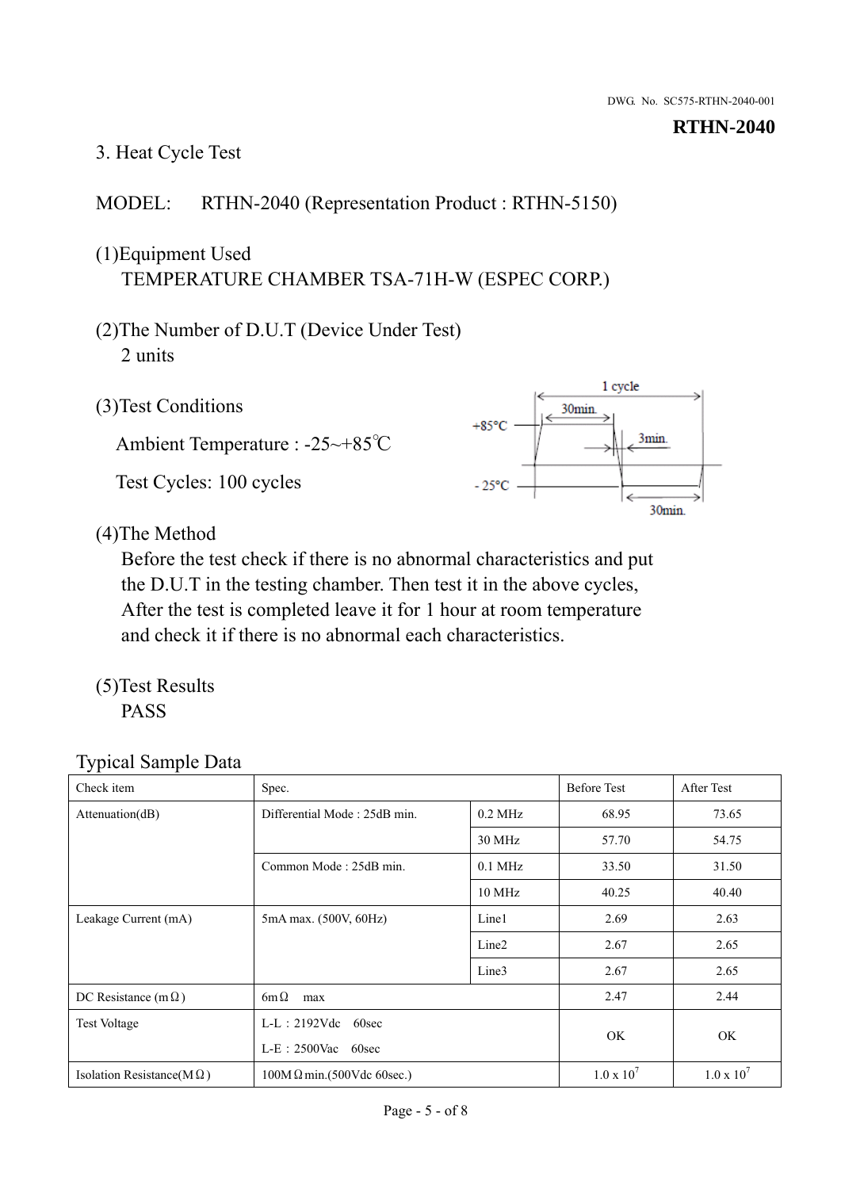### 3. Heat Cycle Test

MODEL: RTHN-2040 (Representation Product : RTHN-5150)

(1)Equipment Used
TEMPERATURE CHAMBER TSA-71H-W (ESPEC CORP.)

(2)The Number of D.U.T (Device Under Test)
2 units

(3)Test Conditions

Ambient Temperature : -25~+85℃

Test Cycles: 100 cycles

(4)The Method
Before the test check if there is no abnormal characteristics and put the D.U.T in the testing chamber. Then test it in the above cycles, After the test is completed leave it for 1 hour at room temperature and check it if there is no abnormal each characteristics.

(5)Test Results
PASS

Typical Sample Data

| Check item | Spec. | | Before Test | After Test |
|---|---|---|---|---|
| Attenuation(dB) | Differential Mode : 25dB min. | 0.2 MHz | 68.95 | 73.65 |
| | | 30 MHz | 57.70 | 54.75 |
| | Common Mode : 25dB min. | 0.1 MHz | 33.50 | 31.50 |
| | | 10 MHz | 40.25 | 40.40 |
| Leakage Current (mA) | 5mA max. (500V, 60Hz) | Line1 | 2.69 | 2.63 |
| | | Line2 | 2.67 | 2.65 |
| | | Line3 | 2.67 | 2.65 |
| DC Resistance (mΩ) | 6mΩ max | | 2.47 | 2.44 |
| Test Voltage | L-L : 2192Vdc 60sec<br>L-E : 2500Vac 60sec | | OK | OK |
| Isolation Resistance(MΩ) | 100MΩmin.(500Vdc 60sec.) | | $1.0 \times 10^7$ | $1.0 \times 10^7$ |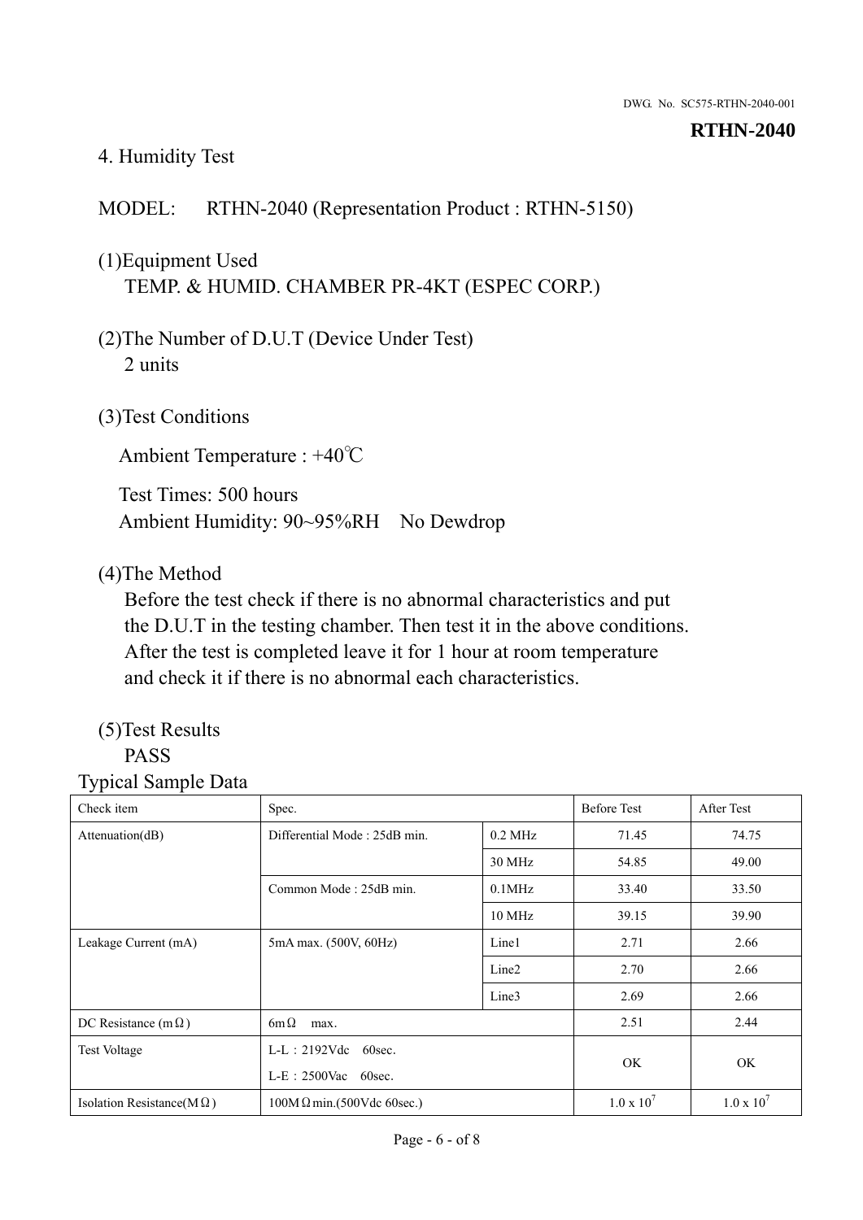## 4. Humidity Test

MODEL: RTHN-2040 (Representation Product : RTHN-5150)

(1)Equipment Used
TEMP. & HUMID. CHAMBER PR-4KT (ESPEC CORP.)

(2)The Number of D.U.T (Device Under Test)
2 units

(3)Test Conditions

Ambient Temperature : +40℃

Test Times: 500 hours
Ambient Humidity: 90~95%RH No Dewdrop

(4)The Method
Before the test check if there is no abnormal characteristics and put the D.U.T in the testing chamber. Then test it in the above conditions. After the test is completed leave it for 1 hour at room temperature and check it if there is no abnormal each characteristics.

(5)Test Results
PASS

Typical Sample Data

| Check item | Spec. | | Before Test | After Test |
|---|---|---|---|---|
| Attenuation(dB) | Differential Mode : 25dB min. | 0.2 MHz | 71.45 | 74.75 |
| | | 30 MHz | 54.85 | 49.00 |
| | Common Mode : 25dB min. | 0.1MHz | 33.40 | 33.50 |
| | | 10 MHz | 39.15 | 39.90 |
| Leakage Current (mA) | 5mA max. (500V, 60Hz) | Line1 | 2.71 | 2.66 |
| | | Line2 | 2.70 | 2.66 |
| | | Line3 | 2.69 | 2.66 |
| DC Resistance (mΩ) | 6mΩ max. | | 2.51 | 2.44 |
| Test Voltage | L-L：2192Vdc 60sec.<br>L-E：2500Vac 60sec. | | OK | OK |
| Isolation Resistance(MΩ) | 100MΩmin.(500Vdc 60sec.) | | $1.0 \times 10^7$ | $1.0 \times 10^7$ |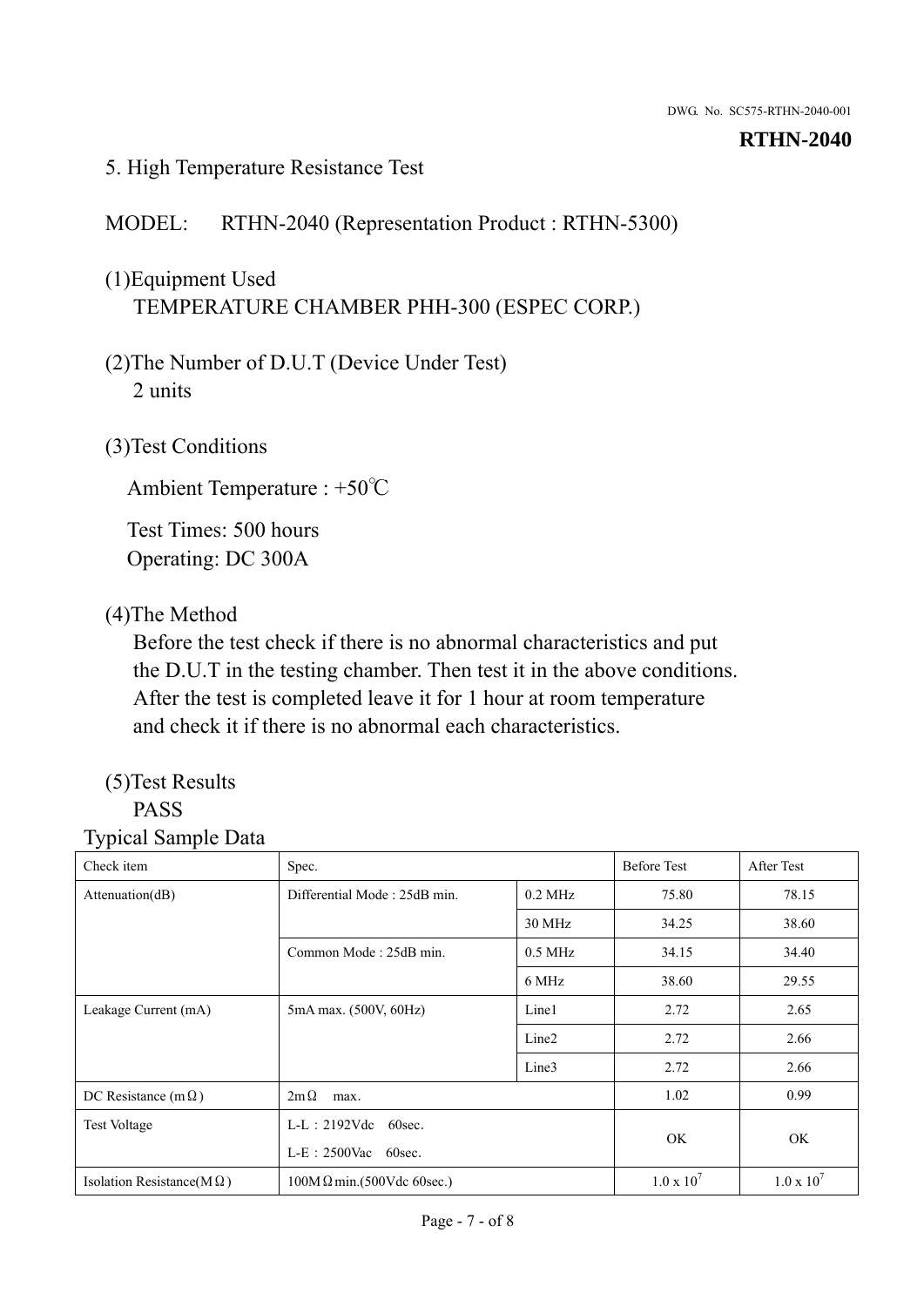## 5. High Temperature Resistance Test

MODEL: RTHN-2040 (Representation Product : RTHN-5300)

(1)Equipment Used
TEMPERATURE CHAMBER PHH-300 (ESPEC CORP.)

(2)The Number of D.U.T (Device Under Test)
2 units

(3)Test Conditions

Ambient Temperature : +50℃

Test Times: 500 hours
Operating: DC 300A

(4)The Method
Before the test check if there is no abnormal characteristics and put the D.U.T in the testing chamber. Then test it in the above conditions. After the test is completed leave it for 1 hour at room temperature and check it if there is no abnormal each characteristics.

(5)Test Results
PASS

Typical Sample Data

| Check item | Spec. | | Before Test | After Test |
|---|---|---|---|---|
| Attenuation(dB) | Differential Mode : 25dB min. | 0.2 MHz | 75.80 | 78.15 |
| | | 30 MHz | 34.25 | 38.60 |
| | Common Mode : 25dB min. | 0.5 MHz | 34.15 | 34.40 |
| | | 6 MHz | 38.60 | 29.55 |
| Leakage Current (mA) | 5mA max. (500V, 60Hz) | Line1 | 2.72 | 2.65 |
| | | Line2 | 2.72 | 2.66 |
| | | Line3 | 2.72 | 2.66 |
| DC Resistance (mΩ) | 2mΩ max. | | 1.02 | 0.99 |
| Test Voltage | L-L：2192Vdc 60sec.<br>L-E：2500Vac 60sec. | | OK | OK |
| Isolation Resistance(MΩ) | 100MΩ min.(500Vdc 60sec.) | | $1.0 \times 10^7$ | $1.0 \times 10^7$ |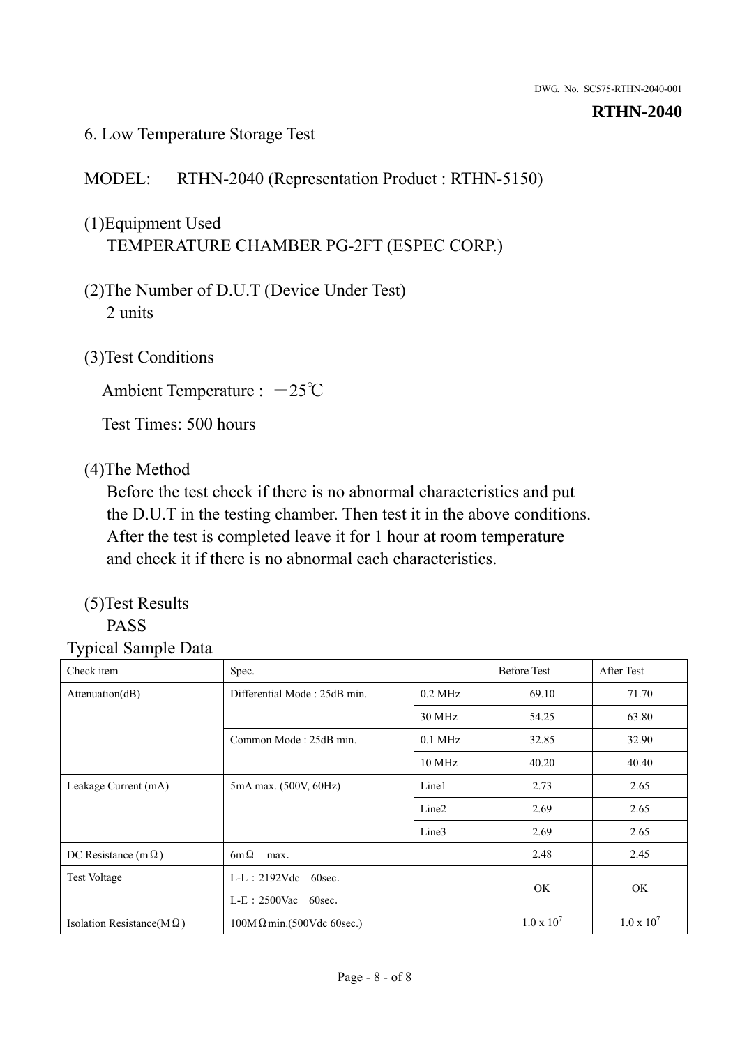## 6. Low Temperature Storage Test

MODEL: RTHN-2040 (Representation Product : RTHN-5150)

(1)Equipment Used
TEMPERATURE CHAMBER PG-2FT (ESPEC CORP.)

(2)The Number of D.U.T (Device Under Test)
2 units

(3)Test Conditions

Ambient Temperature : −25℃

Test Times: 500 hours

(4)The Method
Before the test check if there is no abnormal characteristics and put the D.U.T in the testing chamber. Then test it in the above conditions. After the test is completed leave it for 1 hour at room temperature and check it if there is no abnormal each characteristics.

(5)Test Results
PASS

Typical Sample Data

| Check item | Spec. | | Before Test | After Test |
|---|---|---|---|---|
| Attenuation(dB) | Differential Mode : 25dB min. | 0.2 MHz | 69.10 | 71.70 |
| | | 30 MHz | 54.25 | 63.80 |
| | Common Mode : 25dB min. | 0.1 MHz | 32.85 | 32.90 |
| | | 10 MHz | 40.20 | 40.40 |
| Leakage Current (mA) | 5mA max. (500V, 60Hz) | Line1 | 2.73 | 2.65 |
| | | Line2 | 2.69 | 2.65 |
| | | Line3 | 2.69 | 2.65 |
| DC Resistance (mΩ) | 6mΩ max. | | 2.48 | 2.45 |
| Test Voltage | L-L : 2192Vdc 60sec. L-E : 2500Vac 60sec. | | OK | OK |
| Isolation Resistance(MΩ) | 100MΩmin.(500Vdc 60sec.) | | $1.0 \times 10^7$ | $1.0 \times 10^7$ |